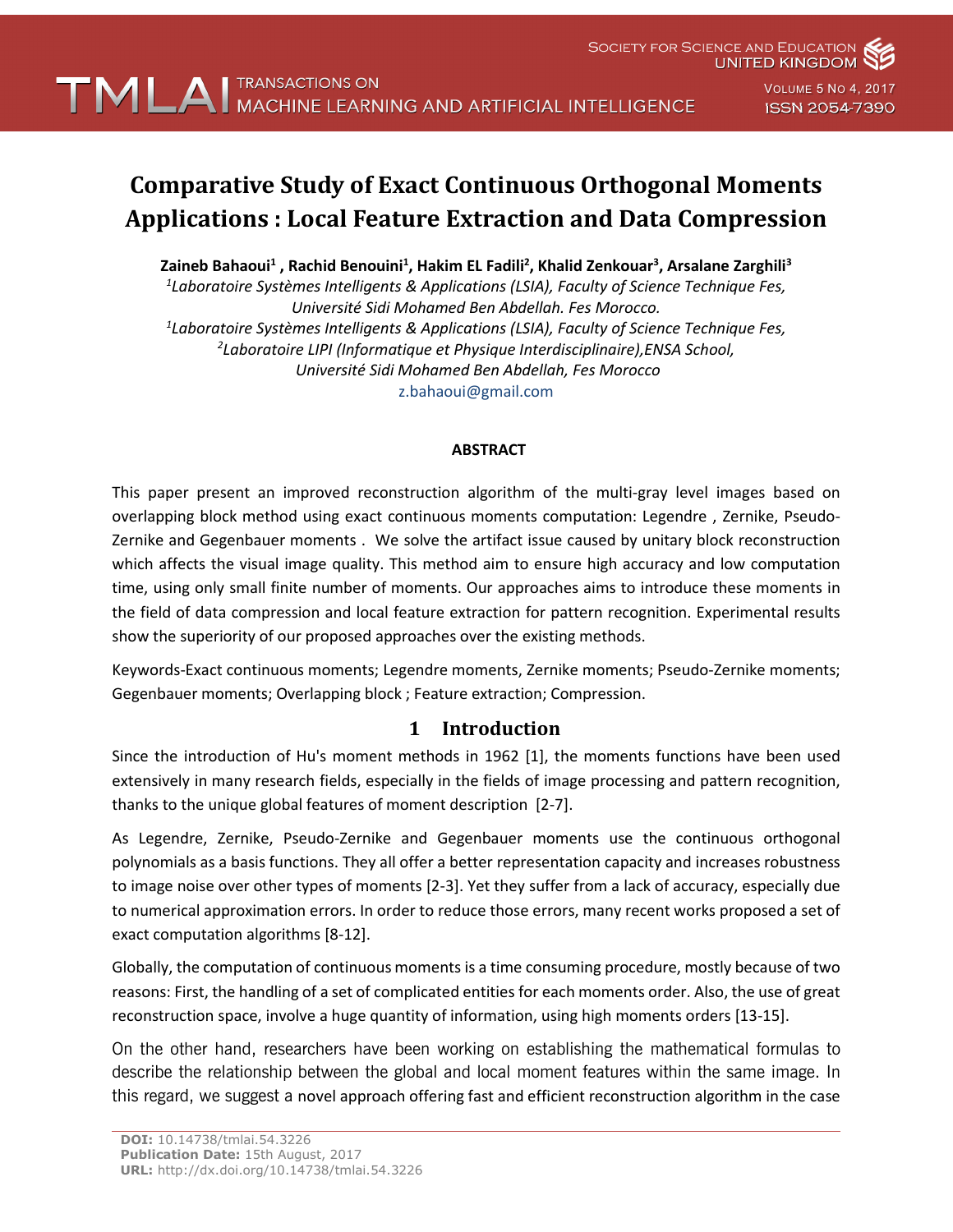# Comparative Study of Exact Continuous Orthogonal Moments Applications : Local Feature Extraction and Data Compression

**Zaineb Bahaoui[1] , Rachid Benouini[1], Hakim EL Fadili[2], Khalid Zenkouar[3], Arsalane Zarghili[3]**

[1]*Laboratoire Systèmes Intelligents & Applications (LSIA), Faculty of Science Technique Fes, Université Sidi Mohamed Ben Abdellah. Fes Morocco.*

[1]*Laboratoire Systèmes Intelligents & Applications (LSIA), Faculty of Science Technique Fes,*

[2]*Laboratoire LIPI (Informatique et Physique Interdisciplinaire),ENSA School, Université Sidi Mohamed Ben Abdellah, Fes Morocco*

z.bahaoui@gmail.com

## ABSTRACT

This paper present an improved reconstruction algorithm of the multi-gray level images based on overlapping block method using exact continuous moments computation: Legendre , Zernike, Pseudo-Zernike and Gegenbauer moments . We solve the artifact issue caused by unitary block reconstruction which affects the visual image quality. This method aim to ensure high accuracy and low computation time, using only small finite number of moments. Our approaches aims to introduce these moments in the field of data compression and local feature extraction for pattern recognition. Experimental results show the superiority of our proposed approaches over the existing methods.

Keywords-Exact continuous moments; Legendre moments, Zernike moments; Pseudo-Zernike moments; Gegenbauer moments; Overlapping block ; Feature extraction; Compression.

## 1 Introduction

Since the introduction of Hu's moment methods in 1962 [1], the moments functions have been used extensively in many research fields, especially in the fields of image processing and pattern recognition, thanks to the unique global features of moment description [2-7].

As Legendre, Zernike, Pseudo-Zernike and Gegenbauer moments use the continuous orthogonal polynomials as a basis functions. They all offer a better representation capacity and increases robustness to image noise over other types of moments [2-3]. Yet they suffer from a lack of accuracy, especially due to numerical approximation errors. In order to reduce those errors, many recent works proposed a set of exact computation algorithms [8-12].

Globally, the computation of continuous moments is a time consuming procedure, mostly because of two reasons: First, the handling of a set of complicated entities for each moments order. Also, the use of great reconstruction space, involve a huge quantity of information, using high moments orders [13-15].

On the other hand, researchers have been working on establishing the mathematical formulas to describe the relationship between the global and local moment features within the same image. In this regard, we suggest a novel approach offering fast and efficient reconstruction algorithm in the case

**DOI:** 10.14738/tmlai.54.3226
**Publication Date:** 15th August, 2017
**URL:** http://dx.doi.org/10.14738/tmlai.54.3226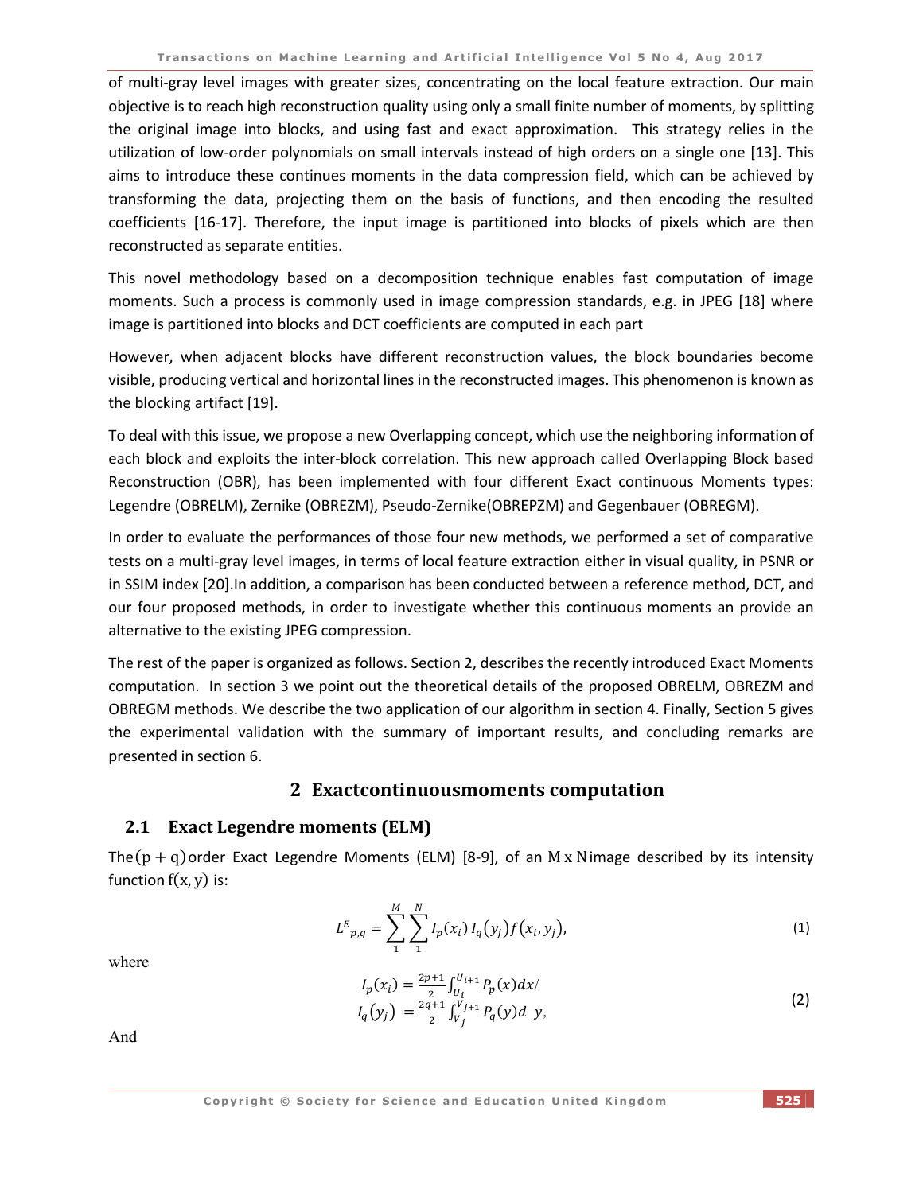of multi-gray level images with greater sizes, concentrating on the local feature extraction. Our main objective is to reach high reconstruction quality using only a small finite number of moments, by splitting the original image into blocks, and using fast and exact approximation. This strategy relies in the utilization of low-order polynomials on small intervals instead of high orders on a single one [13]. This aims to introduce these continues moments in the data compression field, which can be achieved by transforming the data, projecting them on the basis of functions, and then encoding the resulted coefficients [16-17]. Therefore, the input image is partitioned into blocks of pixels which are then reconstructed as separate entities.

This novel methodology based on a decomposition technique enables fast computation of image moments. Such a process is commonly used in image compression standards, e.g. in JPEG [18] where image is partitioned into blocks and DCT coefficients are computed in each part

However, when adjacent blocks have different reconstruction values, the block boundaries become visible, producing vertical and horizontal lines in the reconstructed images. This phenomenon is known as the blocking artifact [19].

To deal with this issue, we propose a new Overlapping concept, which use the neighboring information of each block and exploits the inter-block correlation. This new approach called Overlapping Block based Reconstruction (OBR), has been implemented with four different Exact continuous Moments types: Legendre (OBRELM), Zernike (OBREZM), Pseudo-Zernike(OBREPZM) and Gegenbauer (OBREGM).

In order to evaluate the performances of those four new methods, we performed a set of comparative tests on a multi-gray level images, in terms of local feature extraction either in visual quality, in PSNR or in SSIM index [20].In addition, a comparison has been conducted between a reference method, DCT, and our four proposed methods, in order to investigate whether this continuous moments an provide an alternative to the existing JPEG compression.

The rest of the paper is organized as follows. Section 2, describes the recently introduced Exact Moments computation. In section 3 we point out the theoretical details of the proposed OBRELM, OBREZM and OBREGM methods. We describe the two application of our algorithm in section 4. Finally, Section 5 gives the experimental validation with the summary of important results, and concluding remarks are presented in section 6.

## 2 Exactcontinuousmoments computation

### 2.1 Exact Legendre moments (ELM)

The $(p+q)$ order Exact Legendre Moments (ELM) [8-9], of an $M \times N$ image described by its intensity function $f(x,y)$ is:

$$L^{E}{}_{p,q} = \sum_{1}^{M}\sum_{1}^{N} I_p(x_i)\, I_q(y_j) f(x_i, y_j), \tag{1}$$

where

$$\begin{aligned} I_p(x_i) &= \tfrac{2p+1}{2}\int_{U_i}^{U_{i+1}} P_p(x)dx/ \\ I_q(y_j) &= \tfrac{2q+1}{2}\int_{V_j}^{V_{j+1}} P_q(y)d\ y, \end{aligned} \tag{2}$$

And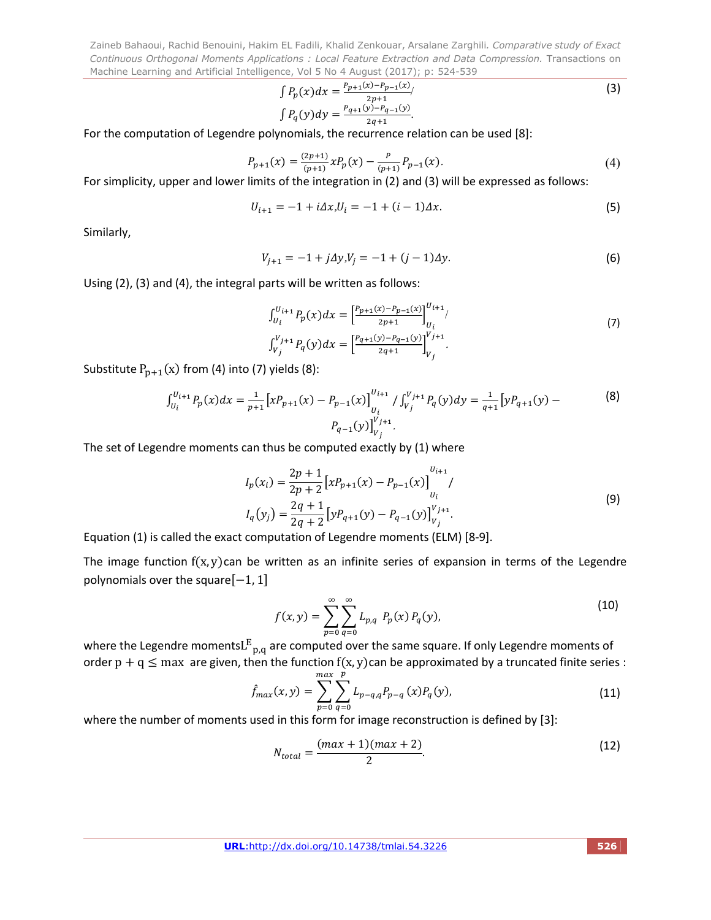$$\int P_p(x)dx = \frac{P_{p+1}(x) - P_{p-1}(x)}{2p+1} /$$
$$\int P_q(y)dy = \frac{P_{q+1}(y) - P_{q-1}(y)}{2q+1}. \tag{3}$$

For the computation of Legendre polynomials, the recurrence relation can be used [8]:

$$P_{p+1}(x) = \frac{(2p+1)}{(p+1)} x P_p(x) - \frac{p}{(p+1)} P_{p-1}(x). \tag{4}$$

For simplicity, upper and lower limits of the integration in (2) and (3) will be expressed as follows:

$$U_{i+1} = -1 + i\Delta x, U_i = -1 + (i-1)\Delta x. \tag{5}$$

Similarly,

$$V_{j+1} = -1 + j\Delta y, V_j = -1 + (j-1)\Delta y. \tag{6}$$

Using (2), (3) and (4), the integral parts will be written as follows:

$$\int_{U_i}^{U_{i+1}} P_p(x)dx = \left[\frac{P_{p+1}(x) - P_{p-1}(x)}{2p+1}\right]_{U_i}^{U_{i+1}} /$$
$$\int_{V_j}^{V_{j+1}} P_q(y)dx = \left[\frac{P_{q+1}(y) - P_{q-1}(y)}{2q+1}\right]_{V_j}^{V_{j+1}}. \tag{7}$$

Substitute $P_{p+1}(x)$ from (4) into (7) yields (8):

$$\int_{U_i}^{U_{i+1}} P_p(x)dx = \frac{1}{p+1}\left[xP_{p+1}(x) - P_{p-1}(x)\right]_{U_i}^{U_{i+1}} / \int_{V_j}^{V_{j+1}} P_q(y)dy = \frac{1}{q+1}\left[yP_{q+1}(y) - P_{q-1}(y)\right]_{V_j}^{V_{j+1}}. \tag{8}$$

The set of Legendre moments can thus be computed exactly by (1) where

$$I_p(x_i) = \frac{2p+1}{2p+2}\left[xP_{p+1}(x) - P_{p-1}(x)\right]_{U_i}^{U_{i+1}} /$$
$$I_q(y_j) = \frac{2q+1}{2q+2}\left[yP_{q+1}(y) - P_{q-1}(y)\right]_{V_j}^{V_{j+1}}. \tag{9}$$

Equation (1) is called the exact computation of Legendre moments (ELM) [8-9].

The image function $f(x, y)$ can be written as an infinite series of expansion in terms of the Legendre polynomials over the square $[-1, 1]$

$$f(x, y) = \sum_{p=0}^{\infty} \sum_{q=0}^{\infty} L_{p,q} \; P_p(x) P_q(y), \tag{10}$$

where the Legendre moments $L^E_{p,q}$ are computed over the same square. If only Legendre moments of order $p + q \leq \max$ are given, then the function $f(x, y)$ can be approximated by a truncated finite series :

$$\hat{f}_{max}(x, y) = \sum_{p=0}^{max} \sum_{q=0}^{p} L_{p-q,q} P_{p-q}(x) P_q(y), \tag{11}$$

where the number of moments used in this form for image reconstruction is defined by [3]:

$$N_{total} = \frac{(max+1)(max+2)}{2}. \tag{12}$$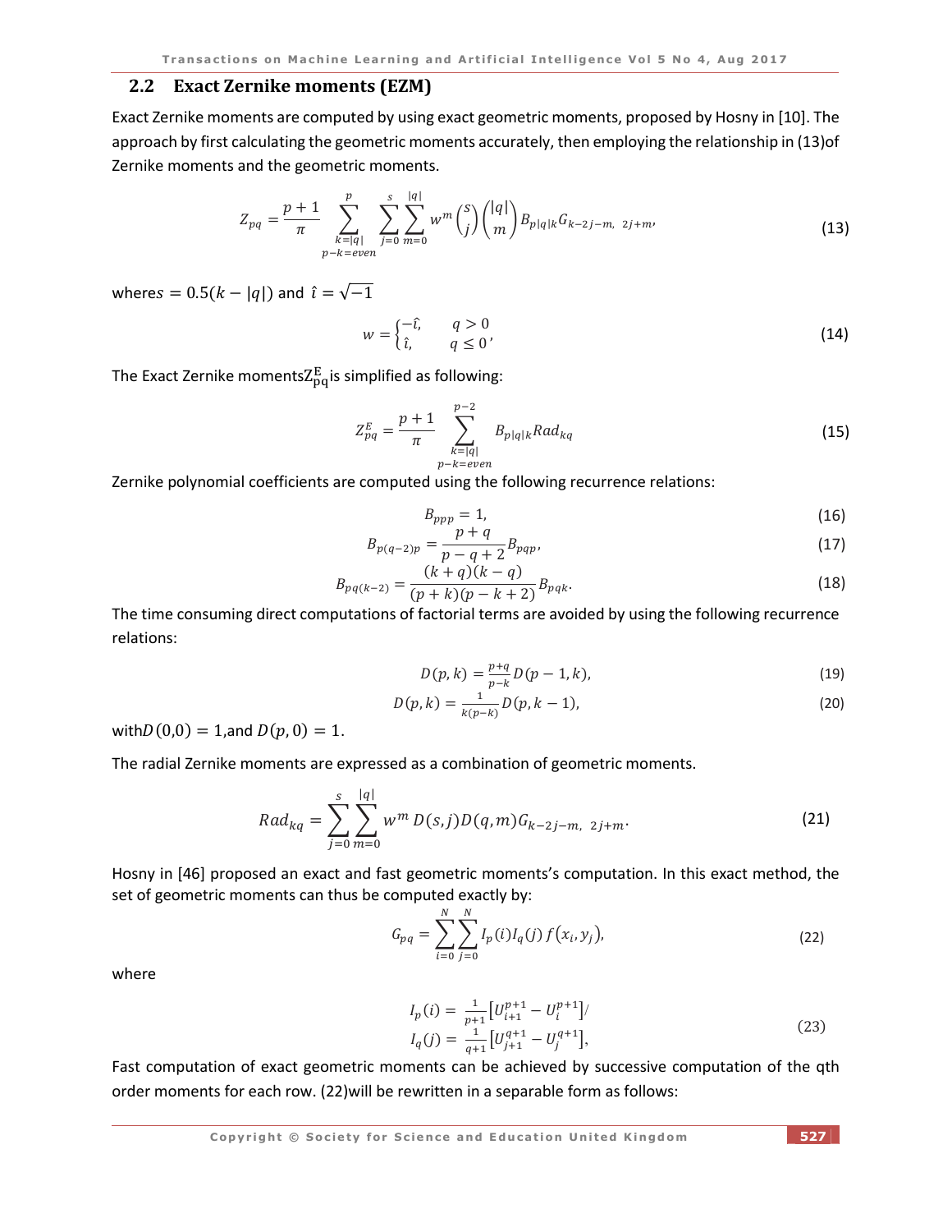## 2.2 Exact Zernike moments (EZM)

Exact Zernike moments are computed by using exact geometric moments, proposed by Hosny in [10]. The approach by first calculating the geometric moments accurately, then employing the relationship in (13)of Zernike moments and the geometric moments.

$$Z_{pq} = \frac{p+1}{\pi} \sum_{\substack{k=|q| \\ p-k=even}}^{p} \sum_{j=0}^{s} \sum_{m=0}^{|q|} w^m \binom{s}{j} \binom{|q|}{m} B_{p|q|k} G_{k-2j-m,\ 2j+m}, \tag{13}$$

where $s = 0.5(k - |q|)$ and $\hat{\imath} = \sqrt{-1}$

$$w = \begin{cases} -\hat{\imath}, & q > 0 \\ \hat{\imath}, & q \le 0 \end{cases}, \tag{14}$$

The Exact Zernike moments $Z_{pq}^{E}$ is simplified as following:

$$Z_{pq}^{E} = \frac{p+1}{\pi} \sum_{\substack{k=|q| \\ p-k=even}}^{p-2} B_{p|q|k} Rad_{kq} \tag{15}$$

Zernike polynomial coefficients are computed using the following recurrence relations:

$$B_{ppp} = 1, \tag{16}$$

$$B_{p(q-2)p} = \frac{p+q}{p-q+2} B_{pqp}, \tag{17}$$

$$B_{pq(k-2)} = \frac{(k+q)(k-q)}{(p+k)(p-k+2)} B_{pqk}. \tag{18}$$

The time consuming direct computations of factorial terms are avoided by using the following recurrence relations:

$$D(p,k) = \frac{p+q}{p-k} D(p-1,k), \tag{19}$$

$$D(p,k) = \frac{1}{k(p-k)} D(p,k-1), \tag{20}$$

with $D(0,0) = 1$, and $D(p,0) = 1$.

The radial Zernike moments are expressed as a combination of geometric moments.

$$Rad_{kq} = \sum_{j=0}^{s} \sum_{m=0}^{|q|} w^m D(s,j) D(q,m) G_{k-2j-m,\ 2j+m}. \tag{21}$$

Hosny in [46] proposed an exact and fast geometric moments's computation. In this exact method, the set of geometric moments can thus be computed exactly by:

$$G_{pq} = \sum_{i=0}^{N} \sum_{j=0}^{N} I_p(i) I_q(j) f(x_i, y_j), \tag{22}$$

where

$$I_p(i) = \frac{1}{p+1}\left[U_{i+1}^{p+1} - U_i^{p+1}\right]/$$
$$I_q(j) = \frac{1}{q+1}\left[U_{j+1}^{q+1} - U_j^{q+1}\right], \tag{23}$$

Fast computation of exact geometric moments can be achieved by successive computation of the qth order moments for each row. (22)will be rewritten in a separable form as follows: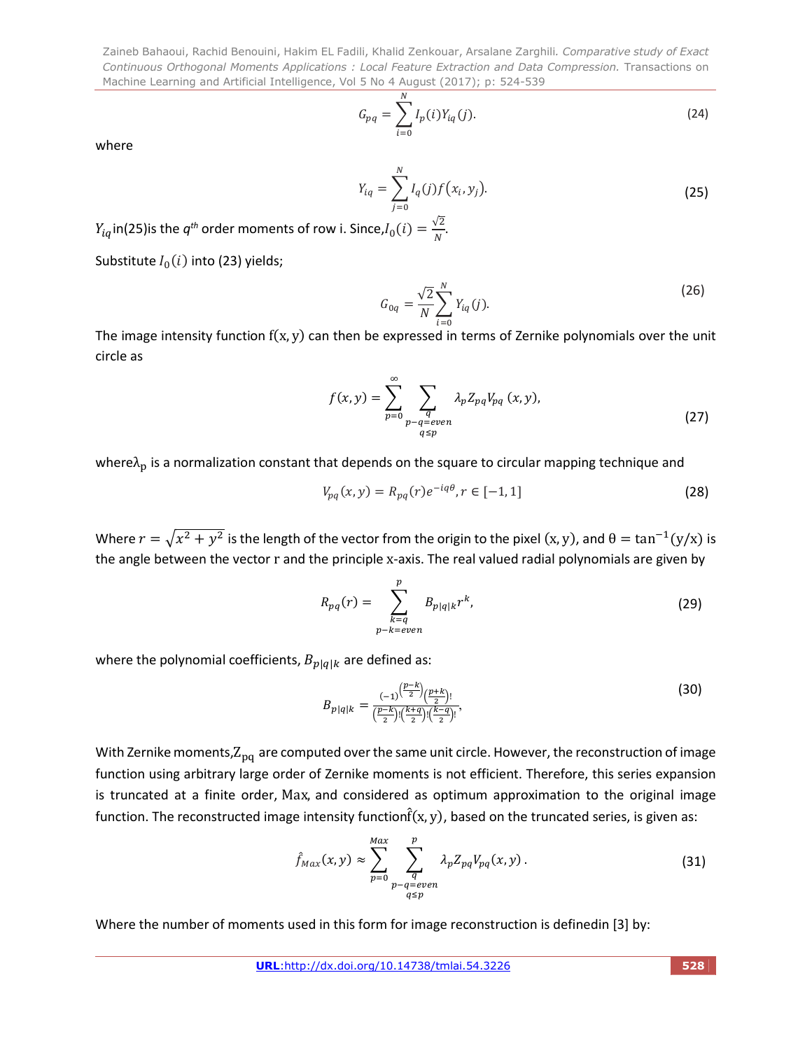$$G_{pq} = \sum_{i=0}^{N} I_p(i) Y_{iq}(j). \tag{24}$$

where

$$Y_{iq} = \sum_{j=0}^{N} I_q(j) f(x_i, y_j). \tag{25}$$

$Y_{iq}$ in(25)is the $q^{th}$ order moments of row i. Since, $I_0(i) = \frac{\sqrt{2}}{N}$.

Substitute $I_0(i)$ into (23) yields;

$$G_{0q} = \frac{\sqrt{2}}{N} \sum_{i=0}^{N} Y_{iq}(j). \tag{26}$$

The image intensity function $f(x, y)$ can then be expressed in terms of Zernike polynomials over the unit circle as

$$f(x,y) = \sum_{p=0}^{\infty} \sum_{\substack{q \\ p-q=even \\ q \leq p}} \lambda_p Z_{pq} V_{pq}(x,y), \tag{27}$$

where $\lambda_p$ is a normalization constant that depends on the square to circular mapping technique and

$$V_{pq}(x,y) = R_{pq}(r) e^{-iq\theta}, r \in [-1, 1] \tag{28}$$

Where $r = \sqrt{x^2 + y^2}$ is the length of the vector from the origin to the pixel $(x, y)$, and $\theta = \tan^{-1}(y/x)$ is the angle between the vector r and the principle x-axis. The real valued radial polynomials are given by

$$R_{pq}(r) = \sum_{\substack{k=q \\ p-k=even}}^{p} B_{p|q|k} r^k, \tag{29}$$

where the polynomial coefficients, $B_{p|q|k}$ are defined as:

$$B_{p|q|k} = \frac{(-1)^{\left(\frac{p-k}{2}\right)} \left(\frac{p+k}{2}\right)!}{\left(\frac{p-k}{2}\right)! \left(\frac{k+q}{2}\right)! \left(\frac{k-q}{2}\right)!}, \tag{30}$$

With Zernike moments, $Z_{pq}$ are computed over the same unit circle. However, the reconstruction of image function using arbitrary large order of Zernike moments is not efficient. Therefore, this series expansion is truncated at a finite order, Max, and considered as optimum approximation to the original image function. The reconstructed image intensity function $\hat{f}(x, y)$, based on the truncated series, is given as:

$$\hat{f}_{Max}(x,y) \approx \sum_{p=0}^{Max} \sum_{\substack{q \\ p-q=even \\ q \leq p}}^{p} \lambda_p Z_{pq} V_{pq}(x,y). \tag{31}$$

Where the number of moments used in this form for image reconstruction is definedin [3] by: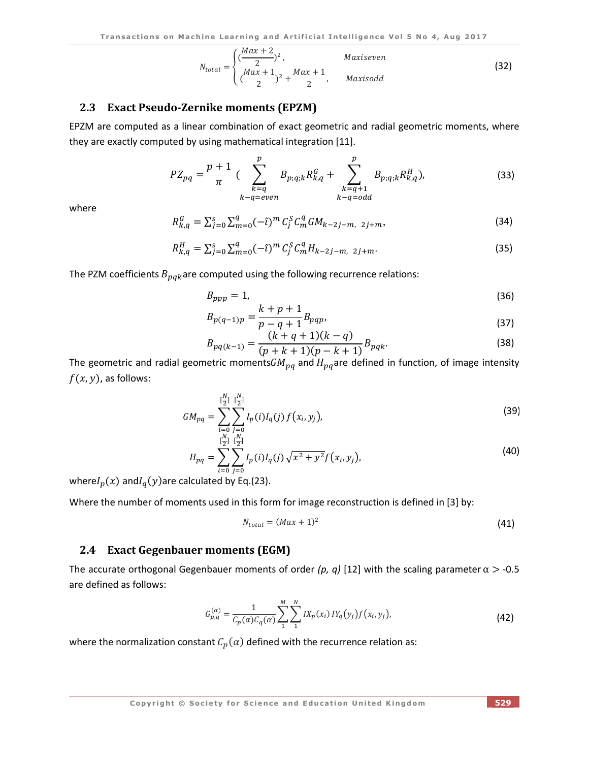$$N_{total} = \begin{cases} (\frac{Max+2}{2})^2, & Max is even \\ (\frac{Max+1}{2})^2 + \frac{Max+1}{2}, & Max is odd \end{cases} \tag{32}$$

## 2.3 Exact Pseudo-Zernike moments (EPZM)

EPZM are computed as a linear combination of exact geometric and radial geometric moments, where they are exactly computed by using mathematical integration [11].

$$PZ_{pq} = \frac{p+1}{\pi} \left( \sum_{\substack{k=q \\ k-q=even}}^{p} B_{p;q;k} R_{k,q}^{G} + \sum_{\substack{k=q+1 \\ k-q=odd}}^{p} B_{p;q;k} R_{k,q}^{H} \right), \tag{33}$$

where

$$R_{k,q}^{G} = \sum_{j=0}^{s} \sum_{m=0}^{q} (-\hat{\imath})^m \, C_j^S C_m^q GM_{k-2j-m,\ 2j+m}, \tag{34}$$

$$R_{k,q}^{H} = \sum_{j=0}^{s} \sum_{m=0}^{q} (-\hat{\imath})^m \, C_j^S C_m^q H_{k-2j-m,\ 2j+m}. \tag{35}$$

The PZM coefficients $B_{pqk}$ are computed using the following recurrence relations:

$$B_{ppp} = 1, \tag{36}$$

$$B_{p(q-1)p} = \frac{k+p+1}{p-q+1} B_{pqp}, \tag{37}$$

$$B_{pq(k-1)} = \frac{(k+q+1)(k-q)}{(p+k+1)(p-k+1)} B_{pqk}. \tag{38}$$

The geometric and radial geometric moments $GM_{pq}$ and $H_{pq}$ are defined in function, of image intensity $f(x,y)$, as follows:

$$GM_{pq} = \sum_{i=0}^{[\frac{N}{2}]} \sum_{j=0}^{[\frac{N}{2}]} I_p(i) I_q(j) \, f(x_i, y_j), \tag{39}$$

$$H_{pq} = \sum_{i=0}^{[\frac{N}{2}]} \sum_{j=0}^{[\frac{N}{2}]} I_p(i) I_q(j) \, \sqrt{x^2+y^2} f(x_i, y_j), \tag{40}$$

where $I_p(x)$ and $I_q(y)$ are calculated by Eq.(23).

Where the number of moments used in this form for image reconstruction is defined in [3] by:

$$N_{total} = (Max+1)^2 \tag{41}$$

## 2.4 Exact Gegenbauer moments (EGM)

The accurate orthogonal Gegenbauer moments of order *(p, q)* [12] with the scaling parameter $\alpha > -0.5$ are defined as follows:

$$G_{p,q}^{(\alpha)} = \frac{1}{C_p(\alpha) C_q(\alpha)} \sum_{1}^{M} \sum_{1}^{N} IX_p(x_i) \, IY_q(y_j) f(x_i, y_j), \tag{42}$$

where the normalization constant $C_p(\alpha)$ defined with the recurrence relation as: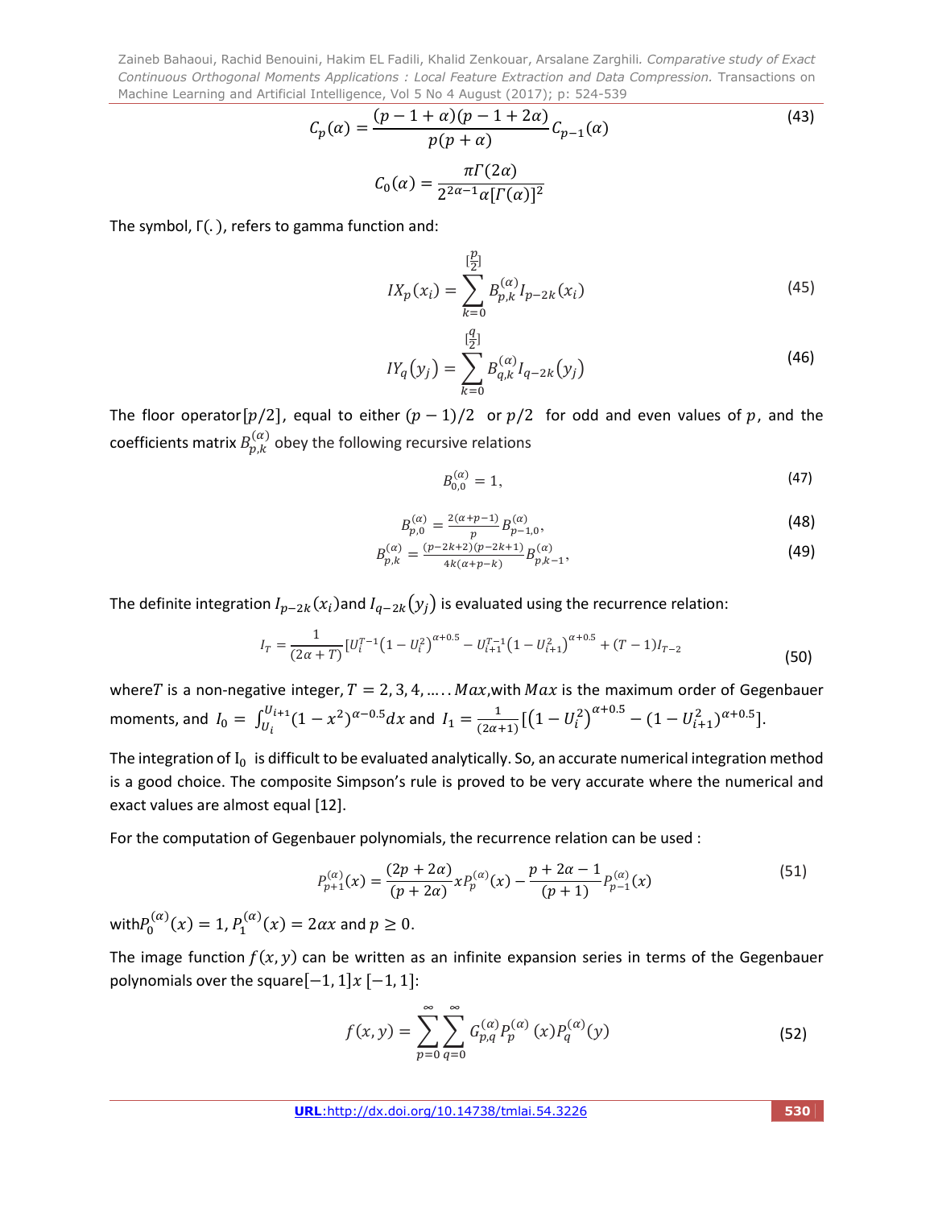$$C_p(\alpha) = \frac{(p-1+\alpha)(p-1+2\alpha)}{p(p+\alpha)} C_{p-1}(\alpha) \tag{43}$$

$$C_0(\alpha) = \frac{\pi\Gamma(2\alpha)}{2^{2\alpha-1}\alpha[\Gamma(\alpha)]^2}$$

The symbol, $\Gamma(.)$, refers to gamma function and:

$$IX_p(x_i) = \sum_{k=0}^{[\frac{p}{2}]} B_{p,k}^{(\alpha)} I_{p-2k}(x_i) \tag{45}$$

$$IY_q(y_j) = \sum_{k=0}^{[\frac{q}{2}]} B_{q,k}^{(\alpha)} I_{q-2k}(y_j) \tag{46}$$

The floor operator $[p/2]$, equal to either $(p-1)/2$ or $p/2$ for odd and even values of $p$, and the coefficients matrix $B_{p,k}^{(\alpha)}$ obey the following recursive relations

$$B_{0,0}^{(\alpha)} = 1, \tag{47}$$

$$B_{p,0}^{(\alpha)} = \frac{2(\alpha+p-1)}{p} B_{p-1,0}^{(\alpha)}, \tag{48}$$

$$B_{p,k}^{(\alpha)} = \frac{(p-2k+2)(p-2k+1)}{4k(\alpha+p-k)} B_{p,k-1}^{(\alpha)}, \tag{49}$$

The definite integration $I_{p-2k}(x_i)$ and $I_{q-2k}(y_j)$ is evaluated using the recurrence relation:

$$I_T = \frac{1}{(2\alpha+T)}[U_i^{T-1}(1-U_i^2)^{\alpha+0.5} - U_{i+1}^{T-1}(1-U_{i+1}^2)^{\alpha+0.5} + (T-1)I_{T-2} \tag{50}$$

where $T$ is a non-negative integer, $T = 2, 3, 4, \ldots\ldots Max$, with $Max$ is the maximum order of Gegenbauer moments, and $I_0 = \int_{U_i}^{U_{i+1}} (1-x^2)^{\alpha-0.5} dx$ and $I_1 = \frac{1}{(2\alpha+1)}[(1-U_i^2)^{\alpha+0.5} - (1-U_{i+1}^2)^{\alpha+0.5}]$.

The integration of $I_0$ is difficult to be evaluated analytically. So, an accurate numerical integration method is a good choice. The composite Simpson's rule is proved to be very accurate where the numerical and exact values are almost equal [12].

For the computation of Gegenbauer polynomials, the recurrence relation can be used :

$$P_{p+1}^{(\alpha)}(x) = \frac{(2p+2\alpha)}{(p+2\alpha)} x P_p^{(\alpha)}(x) - \frac{p+2\alpha-1}{(p+1)} P_{p-1}^{(\alpha)}(x) \tag{51}$$

with $P_0^{(\alpha)}(x) = 1$, $P_1^{(\alpha)}(x) = 2\alpha x$ and $p \geq 0$.

The image function $f(x,y)$ can be written as an infinite expansion series in terms of the Gegenbauer polynomials over the square $[-1,1]x\,[-1,1]$:

$$f(x,y) = \sum_{p=0}^{\infty}\sum_{q=0}^{\infty} G_{p,q}^{(\alpha)} P_p^{(\alpha)}(x) P_q^{(\alpha)}(y) \tag{52}$$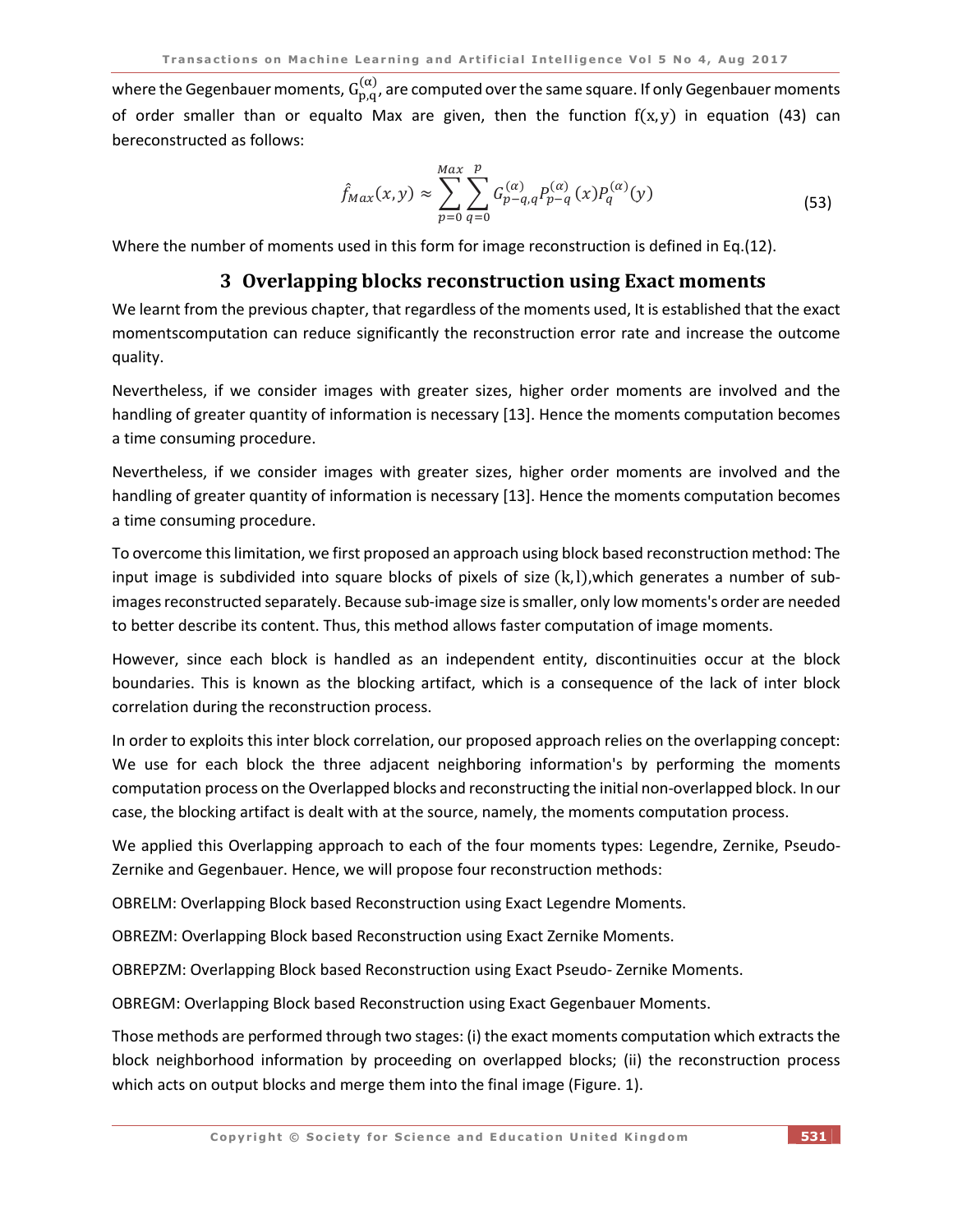where the Gegenbauer moments, $G_{p,q}^{(\alpha)}$, are computed over the same square. If only Gegenbauer moments of order smaller than or equalto Max are given, then the function $f(x,y)$ in equation (43) can bereconstructed as follows:

$$\hat{f}_{Max}(x,y) \approx \sum_{p=0}^{Max} \sum_{q=0}^{p} G_{p-q,q}^{(\alpha)} P_{p-q}^{(\alpha)}(x) P_{q}^{(\alpha)}(y) \tag{53}$$

Where the number of moments used in this form for image reconstruction is defined in Eq.(12).

# 3 Overlapping blocks reconstruction using Exact moments

We learnt from the previous chapter, that regardless of the moments used, It is established that the exact momentscomputation can reduce significantly the reconstruction error rate and increase the outcome quality.

Nevertheless, if we consider images with greater sizes, higher order moments are involved and the handling of greater quantity of information is necessary [13]. Hence the moments computation becomes a time consuming procedure.

Nevertheless, if we consider images with greater sizes, higher order moments are involved and the handling of greater quantity of information is necessary [13]. Hence the moments computation becomes a time consuming procedure.

To overcome this limitation, we first proposed an approach using block based reconstruction method: The input image is subdivided into square blocks of pixels of size $(k,l)$,which generates a number of sub-images reconstructed separately. Because sub-image size is smaller, only low moments's order are needed to better describe its content. Thus, this method allows faster computation of image moments.

However, since each block is handled as an independent entity, discontinuities occur at the block boundaries. This is known as the blocking artifact, which is a consequence of the lack of inter block correlation during the reconstruction process.

In order to exploits this inter block correlation, our proposed approach relies on the overlapping concept: We use for each block the three adjacent neighboring information's by performing the moments computation process on the Overlapped blocks and reconstructing the initial non-overlapped block. In our case, the blocking artifact is dealt with at the source, namely, the moments computation process.

We applied this Overlapping approach to each of the four moments types: Legendre, Zernike, Pseudo-Zernike and Gegenbauer. Hence, we will propose four reconstruction methods:

OBRELM: Overlapping Block based Reconstruction using Exact Legendre Moments.

OBREZM: Overlapping Block based Reconstruction using Exact Zernike Moments.

OBREPZM: Overlapping Block based Reconstruction using Exact Pseudo- Zernike Moments.

OBREGM: Overlapping Block based Reconstruction using Exact Gegenbauer Moments.

Those methods are performed through two stages: (i) the exact moments computation which extracts the block neighborhood information by proceeding on overlapped blocks; (ii) the reconstruction process which acts on output blocks and merge them into the final image (Figure. 1).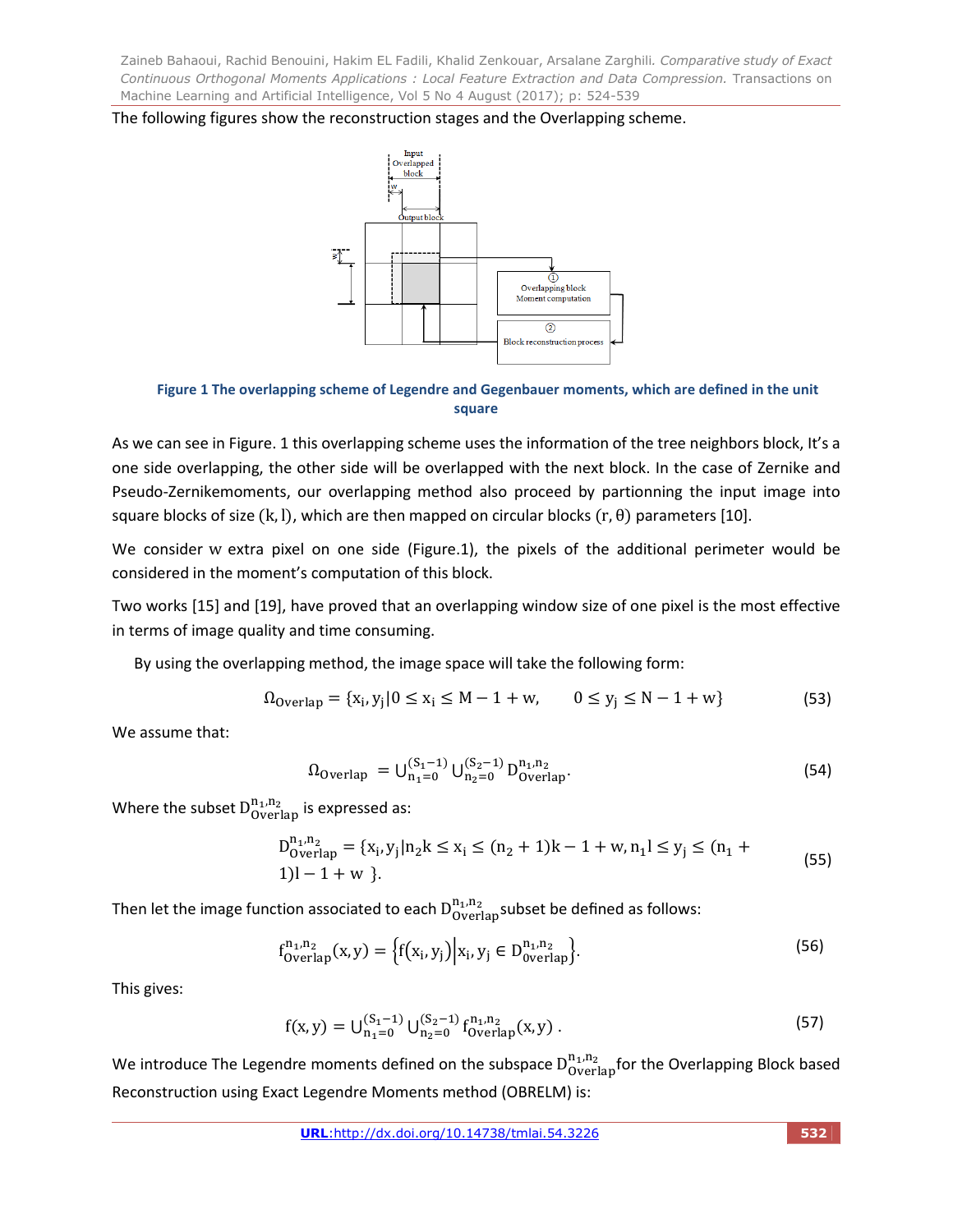The following figures show the reconstruction stages and the Overlapping scheme.

**Figure 1 The overlapping scheme of Legendre and Gegenbauer moments, which are defined in the unit square**

As we can see in Figure. 1 this overlapping scheme uses the information of the tree neighbors block, It's a one side overlapping, the other side will be overlapped with the next block. In the case of Zernike and Pseudo-Zernikemoments, our overlapping method also proceed by partionning the input image into square blocks of size $(k, l)$, which are then mapped on circular blocks $(r, \theta)$ parameters [10].

We consider w extra pixel on one side (Figure.1), the pixels of the additional perimeter would be considered in the moment's computation of this block.

Two works [15] and [19], have proved that an overlapping window size of one pixel is the most effective in terms of image quality and time consuming.

By using the overlapping method, the image space will take the following form:

$$\Omega_{\text{Overlap}} = \{x_i, y_j | 0 \leq x_i \leq M - 1 + w, \quad 0 \leq y_j \leq N - 1 + w\} \tag{53}$$

We assume that:

$$\Omega_{\text{Overlap}} = \cup_{n_1=0}^{(S_1-1)} \cup_{n_2=0}^{(S_2-1)} D_{\text{Overlap}}^{n_1,n_2}. \tag{54}$$

Where the subset $D_{\text{Overlap}}^{n_1,n_2}$ is expressed as:

$$D_{\text{Overlap}}^{n_1,n_2} = \{x_i, y_j | n_2 k \leq x_i \leq (n_2 + 1)k - 1 + w, n_1 l \leq y_j \leq (n_1 + 1)l - 1 + w \}. \tag{55}$$

Then let the image function associated to each $D_{\text{Overlap}}^{n_1,n_2}$ subset be defined as follows:

$$f_{\text{Overlap}}^{n_1,n_2}(x, y) = \left\{ f(x_i, y_j) \middle| x_i, y_j \in D_{\text{overlap}}^{n_1,n_2} \right\}. \tag{56}$$

This gives:

$$f(x, y) = \cup_{n_1=0}^{(S_1-1)} \cup_{n_2=0}^{(S_2-1)} f_{\text{Overlap}}^{n_1,n_2}(x, y) . \tag{57}$$

We introduce The Legendre moments defined on the subspace $D_{\text{Overlap}}^{n_1,n_2}$ for the Overlapping Block based Reconstruction using Exact Legendre Moments method (OBRELM) is: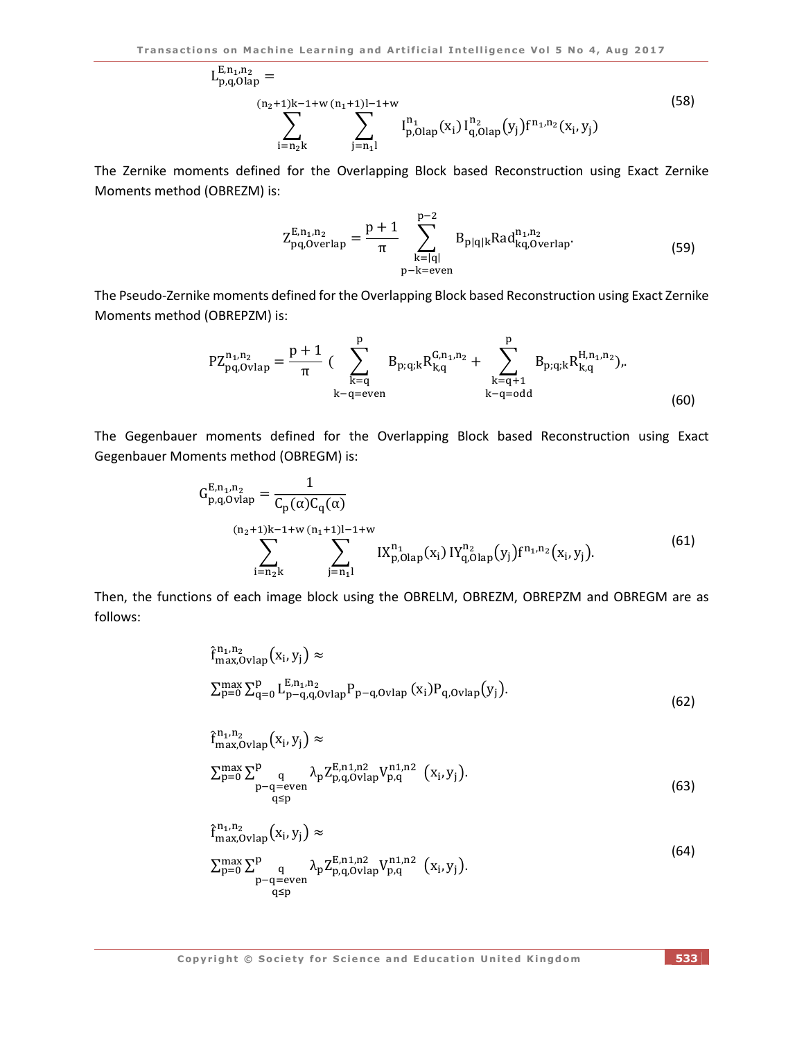$$L_{p,q,Olap}^{E,n_1,n_2} = \sum_{i=n_2k}^{(n_2+1)k-1+w} \sum_{j=n_1l}^{(n_1+1)l-1+w} I_{p,Olap}^{n_1}(x_i)\, I_{q,Olap}^{n_2}(y_j) f^{n_1,n_2}(x_i, y_j) \tag{58}$$

The Zernike moments defined for the Overlapping Block based Reconstruction using Exact Zernike Moments method (OBREZM) is:

$$Z_{pq,Overlap}^{E,n_1,n_2} = \frac{p+1}{\pi} \sum_{\substack{k=|q| \\ p-k=even}}^{p-2} B_{p|q|k} Rad_{kq,Overlap}^{n_1,n_2}. \tag{59}$$

The Pseudo-Zernike moments defined for the Overlapping Block based Reconstruction using Exact Zernike Moments method (OBREPZM) is:

$$PZ_{pq,Ovlap}^{n_1,n_2} = \frac{p+1}{\pi} \Bigg( \sum_{\substack{k=q \\ k-q=even}}^{p} B_{p;q;k} R_{k,q}^{G,n_1,n_2} + \sum_{\substack{k=q+1 \\ k-q=odd}}^{p} B_{p;q;k} R_{k,q}^{H,n_1,n_2} \Bigg), \tag{60}$$

The Gegenbauer moments defined for the Overlapping Block based Reconstruction using Exact Gegenbauer Moments method (OBREGM) is:

$$G_{p,q,Ovlap}^{E,n_1,n_2} = \frac{1}{C_p(\alpha) C_q(\alpha)} \sum_{i=n_2k}^{(n_2+1)k-1+w} \sum_{j=n_1l}^{(n_1+1)l-1+w} IX_{p,Olap}^{n_1}(x_i)\, IY_{q,Olap}^{n_2}(y_j) f^{n_1,n_2}(x_i, y_j). \tag{61}$$

Then, the functions of each image block using the OBRELM, OBREZM, OBREPZM and OBREGM are as follows:

$$\hat{f}_{max,Ovlap}^{n_1,n_2}(x_i, y_j) \approx \sum_{p=0}^{max} \sum_{q=0}^{p} L_{p-q,q,Ovlap}^{E,n_1,n_2} P_{p-q,Ovlap}(x_i) P_{q,Ovlap}(y_j). \tag{62}$$

$$\hat{f}_{max,Ovlap}^{n_1,n_2}(x_i, y_j) \approx \sum_{p=0}^{max} \sum_{\substack{q \\ p-q=even \\ q \le p}}^{p} \lambda_p Z_{p,q,Ovlap}^{E,n1,n2} V_{p,q}^{n1,n2}(x_i, y_j). \tag{63}$$

$$\hat{f}_{max,Ovlap}^{n_1,n_2}(x_i, y_j) \approx \sum_{p=0}^{max} \sum_{\substack{q \\ p-q=even \\ q \le p}}^{p} \lambda_p Z_{p,q,Ovlap}^{E,n1,n2} V_{p,q}^{n1,n2}(x_i, y_j). \tag{64}$$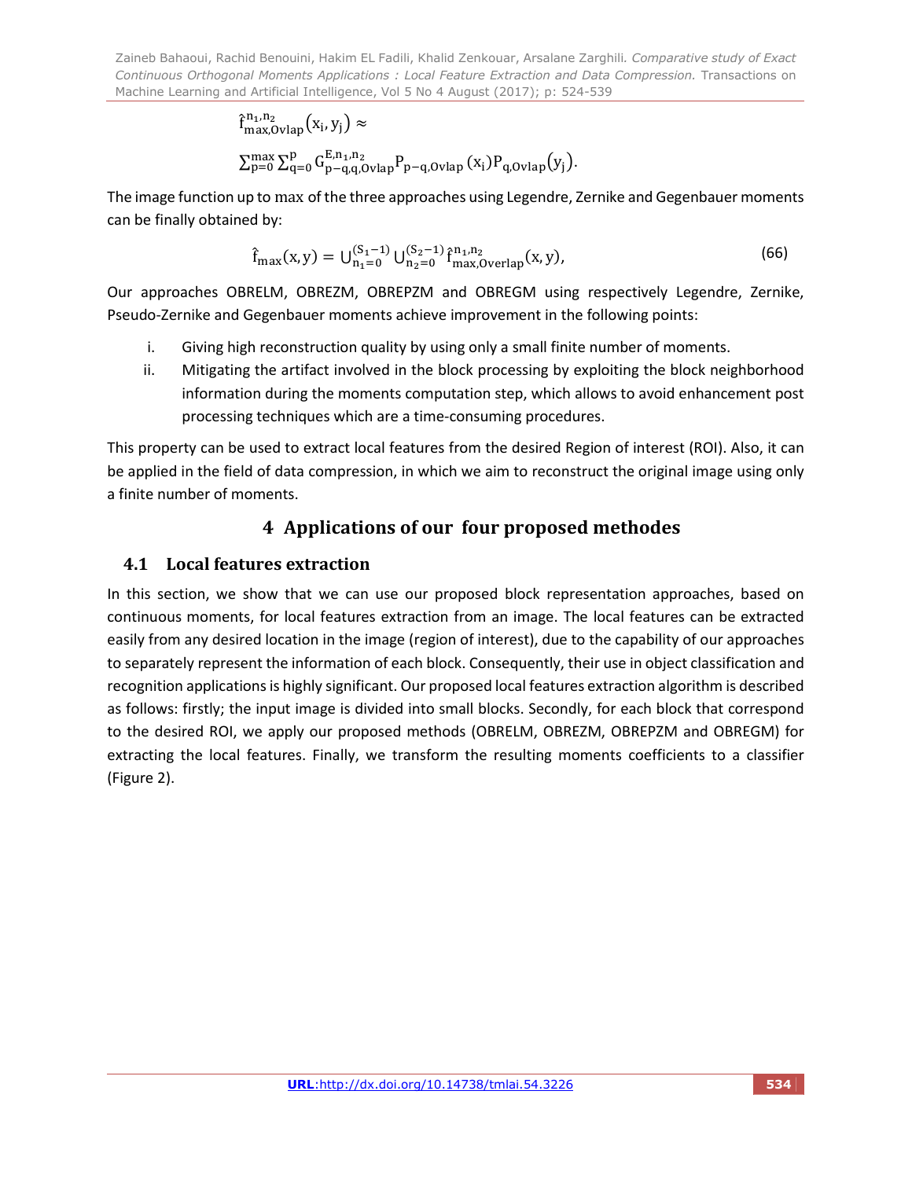$$\hat{f}^{n_1,n_2}_{max,Ovlap}(x_i, y_j) \approx$$

$$\sum_{p=0}^{max} \sum_{q=0}^{p} G^{E,n_1,n_2}_{p-q,q,Ovlap} P_{p-q,Ovlap}(x_i) P_{q,Ovlap}(y_j).$$

The image function up to max of the three approaches using Legendre, Zernike and Gegenbauer moments can be finally obtained by:

$$\hat{f}_{max}(x, y) = \cup_{n_1=0}^{(S_1-1)} \cup_{n_2=0}^{(S_2-1)} \hat{f}^{n_1,n_2}_{max,Overlap}(x, y), \tag{66}$$

Our approaches OBRELM, OBREZM, OBREPZM and OBREGM using respectively Legendre, Zernike, Pseudo-Zernike and Gegenbauer moments achieve improvement in the following points:

i. Giving high reconstruction quality by using only a small finite number of moments.
ii. Mitigating the artifact involved in the block processing by exploiting the block neighborhood information during the moments computation step, which allows to avoid enhancement post processing techniques which are a time-consuming procedures.

This property can be used to extract local features from the desired Region of interest (ROI). Also, it can be applied in the field of data compression, in which we aim to reconstruct the original image using only a finite number of moments.

# 4 Applications of our four proposed methodes

## 4.1 Local features extraction

In this section, we show that we can use our proposed block representation approaches, based on continuous moments, for local features extraction from an image. The local features can be extracted easily from any desired location in the image (region of interest), due to the capability of our approaches to separately represent the information of each block. Consequently, their use in object classification and recognition applications is highly significant. Our proposed local features extraction algorithm is described as follows: firstly; the input image is divided into small blocks. Secondly, for each block that correspond to the desired ROI, we apply our proposed methods (OBRELM, OBREZM, OBREPZM and OBREGM) for extracting the local features. Finally, we transform the resulting moments coefficients to a classifier (Figure 2).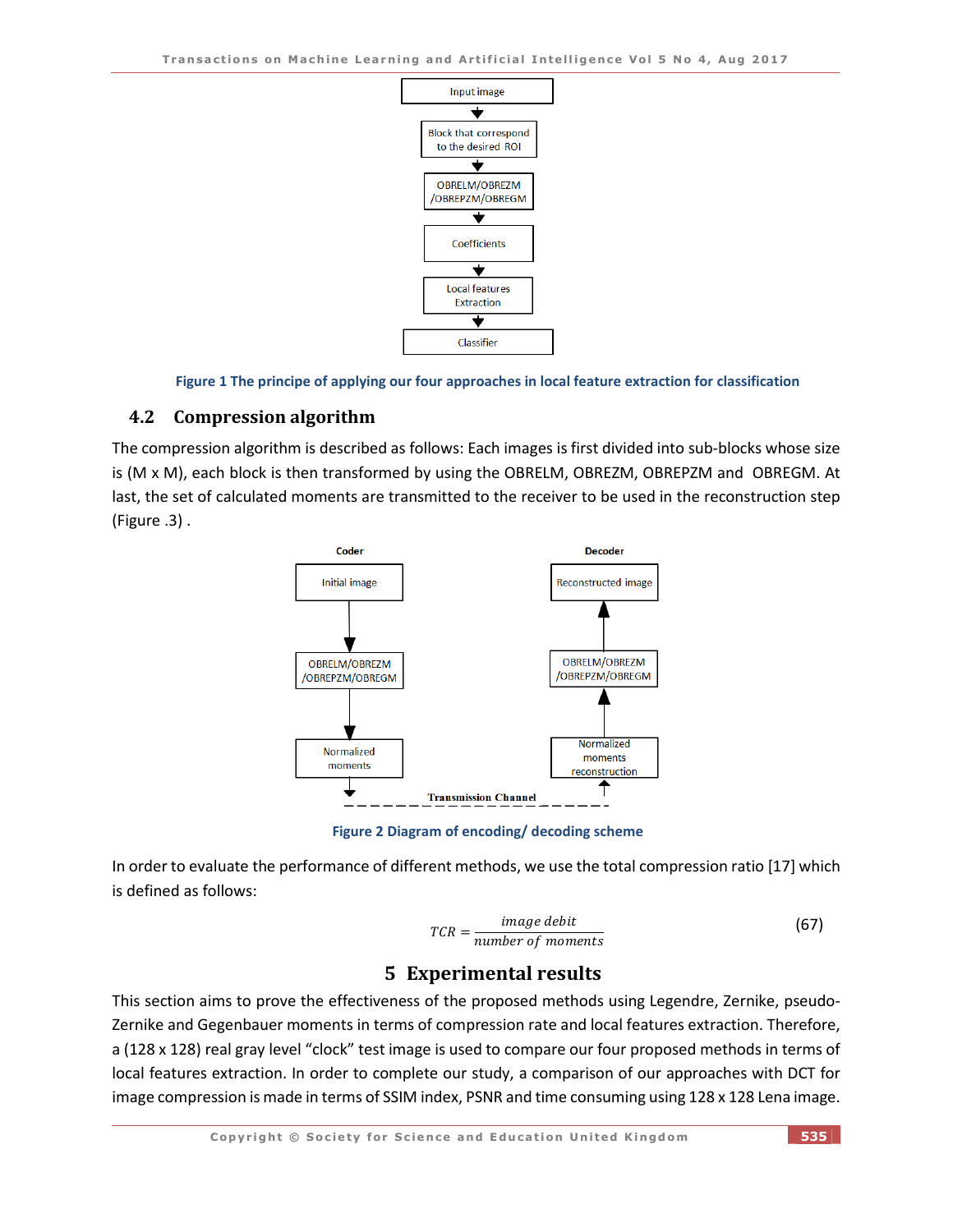Figure 1 The principle of applying our four approaches in local feature extraction for classification

## 4.2 Compression algorithm

The compression algorithm is described as follows: Each images is first divided into sub-blocks whose size is (M x M), each block is then transformed by using the OBRELM, OBREZM, OBREPZM and OBREGM. At last, the set of calculated moments are transmitted to the receiver to be used in the reconstruction step (Figure .3) .

Figure 2 Diagram of encoding/ decoding scheme

In order to evaluate the performance of different methods, we use the total compression ratio [17] which is defined as follows:

$$TCR = \frac{image\ debit}{number\ of\ moments} \tag{67}$$

# 5 Experimental results

This section aims to prove the effectiveness of the proposed methods using Legendre, Zernike, pseudo-Zernike and Gegenbauer moments in terms of compression rate and local features extraction. Therefore, a (128 x 128) real gray level "clock" test image is used to compare our four proposed methods in terms of local features extraction. In order to complete our study, a comparison of our approaches with DCT for image compression is made in terms of SSIM index, PSNR and time consuming using 128 x 128 Lena image.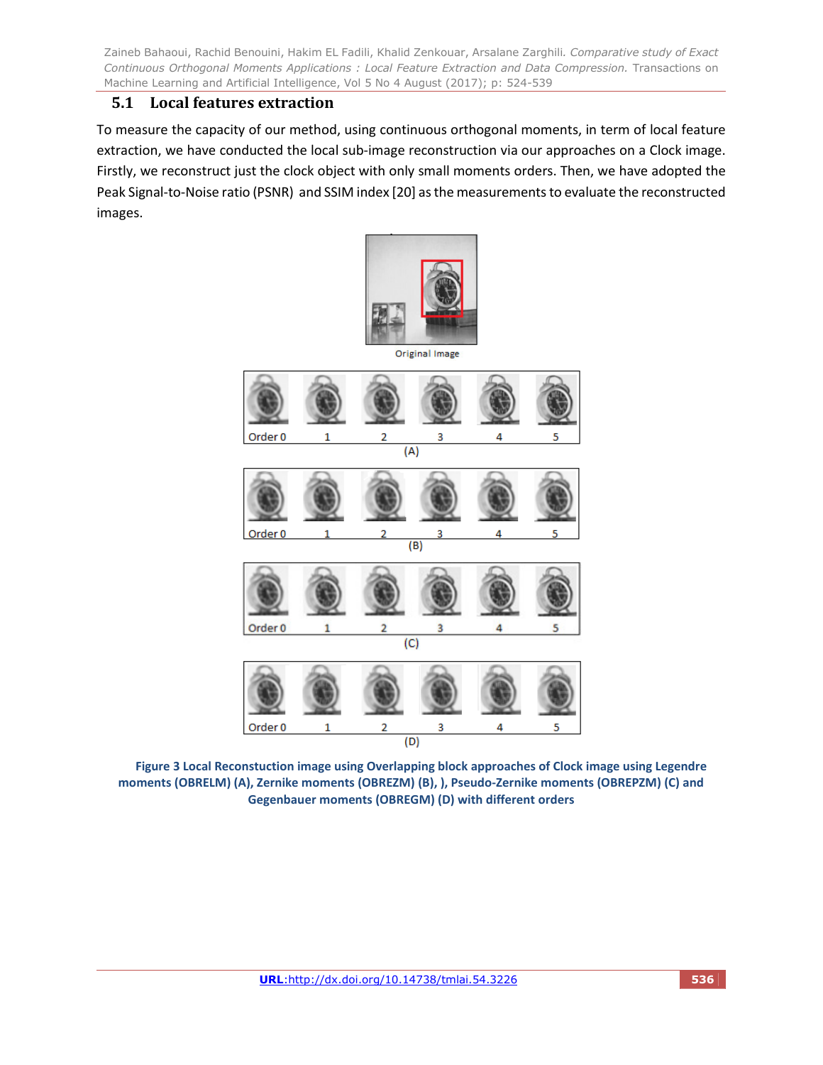## 5.1 Local features extraction

To measure the capacity of our method, using continuous orthogonal moments, in term of local feature extraction, we have conducted the local sub-image reconstruction via our approaches on a Clock image. Firstly, we reconstruct just the clock object with only small moments orders. Then, we have adopted the Peak Signal-to-Noise ratio (PSNR) and SSIM index [20] as the measurements to evaluate the reconstructed images.

**Figure 3 Local Reconstuction image using Overlapping block approaches of Clock image using Legendre moments (OBRELM) (A), Zernike moments (OBREZM) (B), ), Pseudo-Zernike moments (OBREPZM) (C) and Gegenbauer moments (OBREGM) (D) with different orders**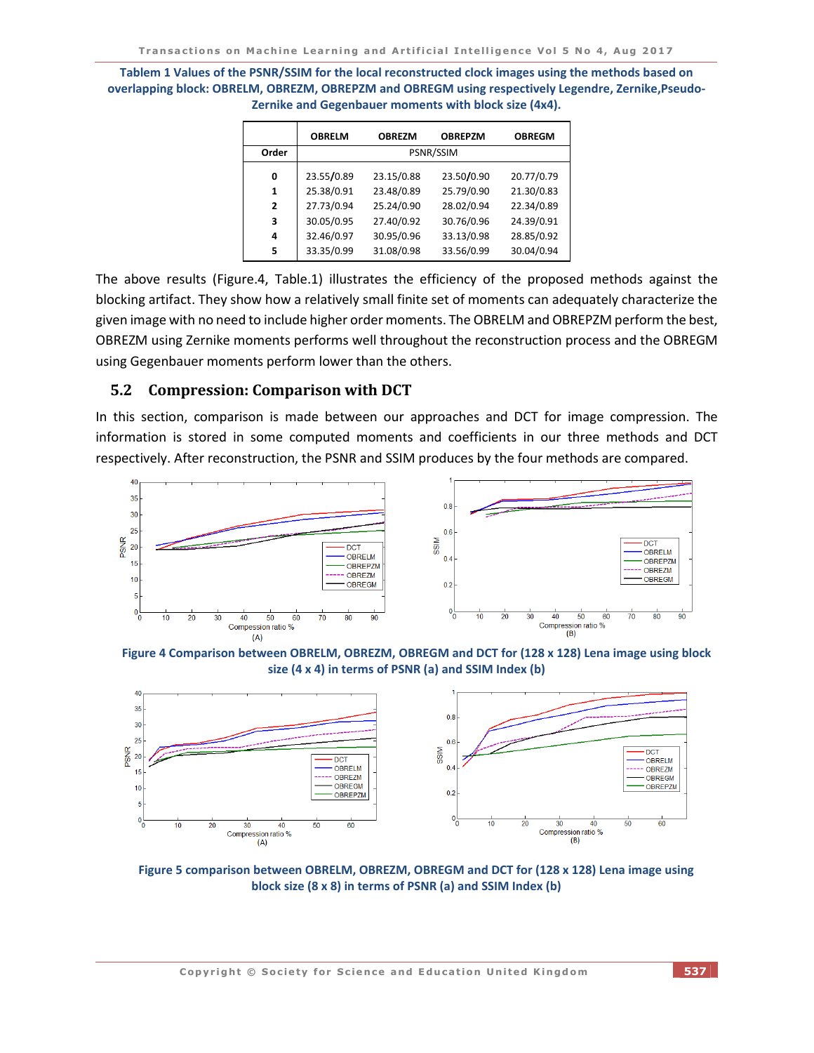**Tablem 1 Values of the PSNR/SSIM for the local reconstructed clock images using the methods based on overlapping block: OBRELM, OBREZM, OBREPZM and OBREGM using respectively Legendre, Zernike,Pseudo-Zernike and Gegenbauer moments with block size (4x4).**

| | OBRELM | OBREZM | OBREPZM | OBREGM |
|---|---|---|---|---|
| **Order** | PSNR/SSIM | | | |
| **0** | 23.55/0.89 | 23.15/0.88 | 23.50/0.90 | 20.77/0.79 |
| **1** | 25.38/0.91 | 23.48/0.89 | 25.79/0.90 | 21.30/0.83 |
| **2** | 27.73/0.94 | 25.24/0.90 | 28.02/0.94 | 22.34/0.89 |
| **3** | 30.05/0.95 | 27.40/0.92 | 30.76/0.96 | 24.39/0.91 |
| **4** | 32.46/0.97 | 30.95/0.96 | 33.13/0.98 | 28.85/0.92 |
| **5** | 33.35/0.99 | 31.08/0.98 | 33.56/0.99 | 30.04/0.94 |

The above results (Figure.4, Table.1) illustrates the efficiency of the proposed methods against the blocking artifact. They show how a relatively small finite set of moments can adequately characterize the given image with no need to include higher order moments. The OBRELM and OBREPZM perform the best, OBREZM using Zernike moments performs well throughout the reconstruction process and the OBREGM using Gegenbauer moments perform lower than the others.

## 5.2 Compression: Comparison with DCT

In this section, comparison is made between our approaches and DCT for image compression. The information is stored in some computed moments and coefficients in our three methods and DCT respectively. After reconstruction, the PSNR and SSIM produces by the four methods are compared.

**Figure 4 Comparison between OBRELM, OBREZM, OBREGM and DCT for (128 x 128) Lena image using block size (4 x 4) in terms of PSNR (a) and SSIM Index (b)**

**Figure 5 comparison between OBRELM, OBREZM, OBREGM and DCT for (128 x 128) Lena image using block size (8 x 8) in terms of PSNR (a) and SSIM Index (b)**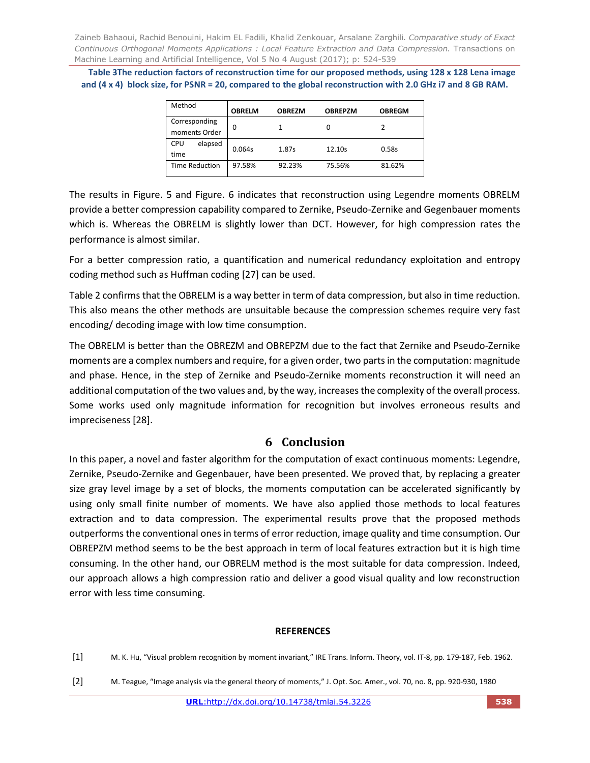**Table 3The reduction factors of reconstruction time for our proposed methods, using 128 x 128 Lena image and (4 x 4) block size, for PSNR = 20, compared to the global reconstruction with 2.0 GHz i7 and 8 GB RAM.**

| Method | OBRELM | OBREZM | OBREPZM | OBREGM |
|---|---|---|---|---|
| Corresponding moments Order | 0 | 1 | 0 | 2 |
| CPU elapsed time | 0.064s | 1.87s | 12.10s | 0.58s |
| Time Reduction | 97.58% | 92.23% | 75.56% | 81.62% |

The results in Figure. 5 and Figure. 6 indicates that reconstruction using Legendre moments OBRELM provide a better compression capability compared to Zernike, Pseudo-Zernike and Gegenbauer moments which is. Whereas the OBRELM is slightly lower than DCT. However, for high compression rates the performance is almost similar.

For a better compression ratio, a quantification and numerical redundancy exploitation and entropy coding method such as Huffman coding [27] can be used.

Table 2 confirms that the OBRELM is a way better in term of data compression, but also in time reduction. This also means the other methods are unsuitable because the compression schemes require very fast encoding/ decoding image with low time consumption.

The OBRELM is better than the OBREZM and OBREPZM due to the fact that Zernike and Pseudo-Zernike moments are a complex numbers and require, for a given order, two parts in the computation: magnitude and phase. Hence, in the step of Zernike and Pseudo-Zernike moments reconstruction it will need an additional computation of the two values and, by the way, increases the complexity of the overall process. Some works used only magnitude information for recognition but involves erroneous results and impreciseness [28].

## 6 Conclusion

In this paper, a novel and faster algorithm for the computation of exact continuous moments: Legendre, Zernike, Pseudo-Zernike and Gegenbauer, have been presented. We proved that, by replacing a greater size gray level image by a set of blocks, the moments computation can be accelerated significantly by using only small finite number of moments. We have also applied those methods to local features extraction and to data compression. The experimental results prove that the proposed methods outperforms the conventional ones in terms of error reduction, image quality and time consumption. Our OBREPZM method seems to be the best approach in term of local features extraction but it is high time consuming. In the other hand, our OBRELM method is the most suitable for data compression. Indeed, our approach allows a high compression ratio and deliver a good visual quality and low reconstruction error with less time consuming.

**REFERENCES**

[1] M. K. Hu, "Visual problem recognition by moment invariant," IRE Trans. Inform. Theory, vol. IT-8, pp. 179-187, Feb. 1962.

[2] M. Teague, "Image analysis via the general theory of moments," J. Opt. Soc. Amer., vol. 70, no. 8, pp. 920-930, 1980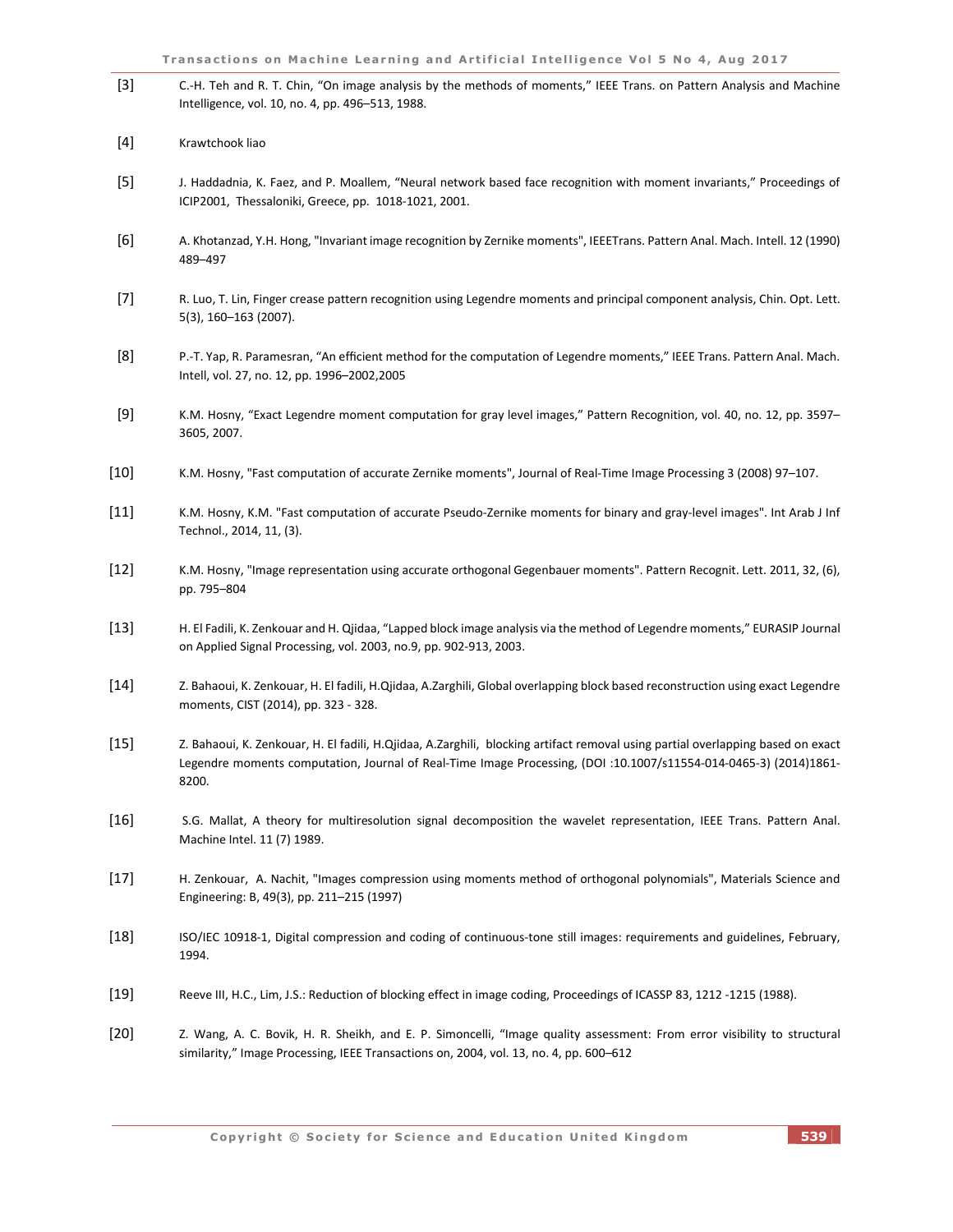[3] C.-H. Teh and R. T. Chin, “On image analysis by the methods of moments,” IEEE Trans. on Pattern Analysis and Machine Intelligence, vol. 10, no. 4, pp. 496–513, 1988.

[4] Krawtchook liao

[5] J. Haddadnia, K. Faez, and P. Moallem, “Neural network based face recognition with moment invariants,” Proceedings of ICIP2001, Thessaloniki, Greece, pp. 1018-1021, 2001.

[6] A. Khotanzad, Y.H. Hong, "Invariant image recognition by Zernike moments", IEEETrans. Pattern Anal. Mach. Intell. 12 (1990) 489–497

[7] R. Luo, T. Lin, Finger crease pattern recognition using Legendre moments and principal component analysis, Chin. Opt. Lett. 5(3), 160–163 (2007).

[8] P.-T. Yap, R. Paramesran, “An efficient method for the computation of Legendre moments,” IEEE Trans. Pattern Anal. Mach. Intell, vol. 27, no. 12, pp. 1996–2002,2005

[9] K.M. Hosny, “Exact Legendre moment computation for gray level images,” Pattern Recognition, vol. 40, no. 12, pp. 3597–3605, 2007.

[10] K.M. Hosny, "Fast computation of accurate Zernike moments", Journal of Real-Time Image Processing 3 (2008) 97–107.

[11] K.M. Hosny, K.M. "Fast computation of accurate Pseudo-Zernike moments for binary and gray-level images". Int Arab J Inf Technol., 2014, 11, (3).

[12] K.M. Hosny, "Image representation using accurate orthogonal Gegenbauer moments". Pattern Recognit. Lett. 2011, 32, (6), pp. 795–804

[13] H. El Fadili, K. Zenkouar and H. Qjidaa, “Lapped block image analysis via the method of Legendre moments,” EURASIP Journal on Applied Signal Processing, vol. 2003, no.9, pp. 902-913, 2003.

[14] Z. Bahaoui, K. Zenkouar, H. El fadili, H.Qjidaa, A.Zarghili, Global overlapping block based reconstruction using exact Legendre moments, CIST (2014), pp. 323 - 328.

[15] Z. Bahaoui, K. Zenkouar, H. El fadili, H.Qjidaa, A.Zarghili, blocking artifact removal using partial overlapping based on exact Legendre moments computation, Journal of Real-Time Image Processing, (DOI :10.1007/s11554-014-0465-3) (2014)1861-8200.

[16] S.G. Mallat, A theory for multiresolution signal decomposition the wavelet representation, IEEE Trans. Pattern Anal. Machine Intel. 11 (7) 1989.

[17] H. Zenkouar, A. Nachit, "Images compression using moments method of orthogonal polynomials", Materials Science and Engineering: B, 49(3), pp. 211–215 (1997)

[18] ISO/IEC 10918-1, Digital compression and coding of continuous-tone still images: requirements and guidelines, February, 1994.

[19] Reeve III, H.C., Lim, J.S.: Reduction of blocking effect in image coding, Proceedings of ICASSP 83, 1212 -1215 (1988).

[20] Z. Wang, A. C. Bovik, H. R. Sheikh, and E. P. Simoncelli, “Image quality assessment: From error visibility to structural similarity,” Image Processing, IEEE Transactions on, 2004, vol. 13, no. 4, pp. 600–612